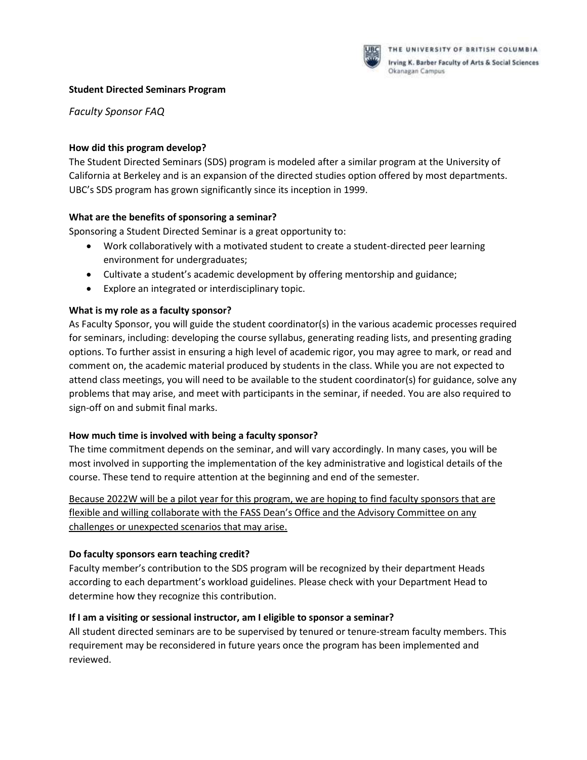THE UNIVERSITY OF BRITISH COLUMBIA
Irving K. Barber Faculty of Arts & Social Sciences
Okanagan Campus

**Student Directed Seminars Program**

*Faculty Sponsor FAQ*

**How did this program develop?**

The Student Directed Seminars (SDS) program is modeled after a similar program at the University of California at Berkeley and is an expansion of the directed studies option offered by most departments. UBC's SDS program has grown significantly since its inception in 1999.

**What are the benefits of sponsoring a seminar?**

Sponsoring a Student Directed Seminar is a great opportunity to:

- Work collaboratively with a motivated student to create a student-directed peer learning environment for undergraduates;
- Cultivate a student's academic development by offering mentorship and guidance;
- Explore an integrated or interdisciplinary topic.

**What is my role as a faculty sponsor?**

As Faculty Sponsor, you will guide the student coordinator(s) in the various academic processes required for seminars, including: developing the course syllabus, generating reading lists, and presenting grading options. To further assist in ensuring a high level of academic rigor, you may agree to mark, or read and comment on, the academic material produced by students in the class. While you are not expected to attend class meetings, you will need to be available to the student coordinator(s) for guidance, solve any problems that may arise, and meet with participants in the seminar, if needed. You are also required to sign-off on and submit final marks.

**How much time is involved with being a faculty sponsor?**

The time commitment depends on the seminar, and will vary accordingly. In many cases, you will be most involved in supporting the implementation of the key administrative and logistical details of the course. These tend to require attention at the beginning and end of the semester.

Because 2022W will be a pilot year for this program, we are hoping to find faculty sponsors that are flexible and willing collaborate with the FASS Dean's Office and the Advisory Committee on any challenges or unexpected scenarios that may arise.

**Do faculty sponsors earn teaching credit?**

Faculty member's contribution to the SDS program will be recognized by their department Heads according to each department's workload guidelines. Please check with your Department Head to determine how they recognize this contribution.

**If I am a visiting or sessional instructor, am I eligible to sponsor a seminar?**

All student directed seminars are to be supervised by tenured or tenure-stream faculty members. This requirement may be reconsidered in future years once the program has been implemented and reviewed.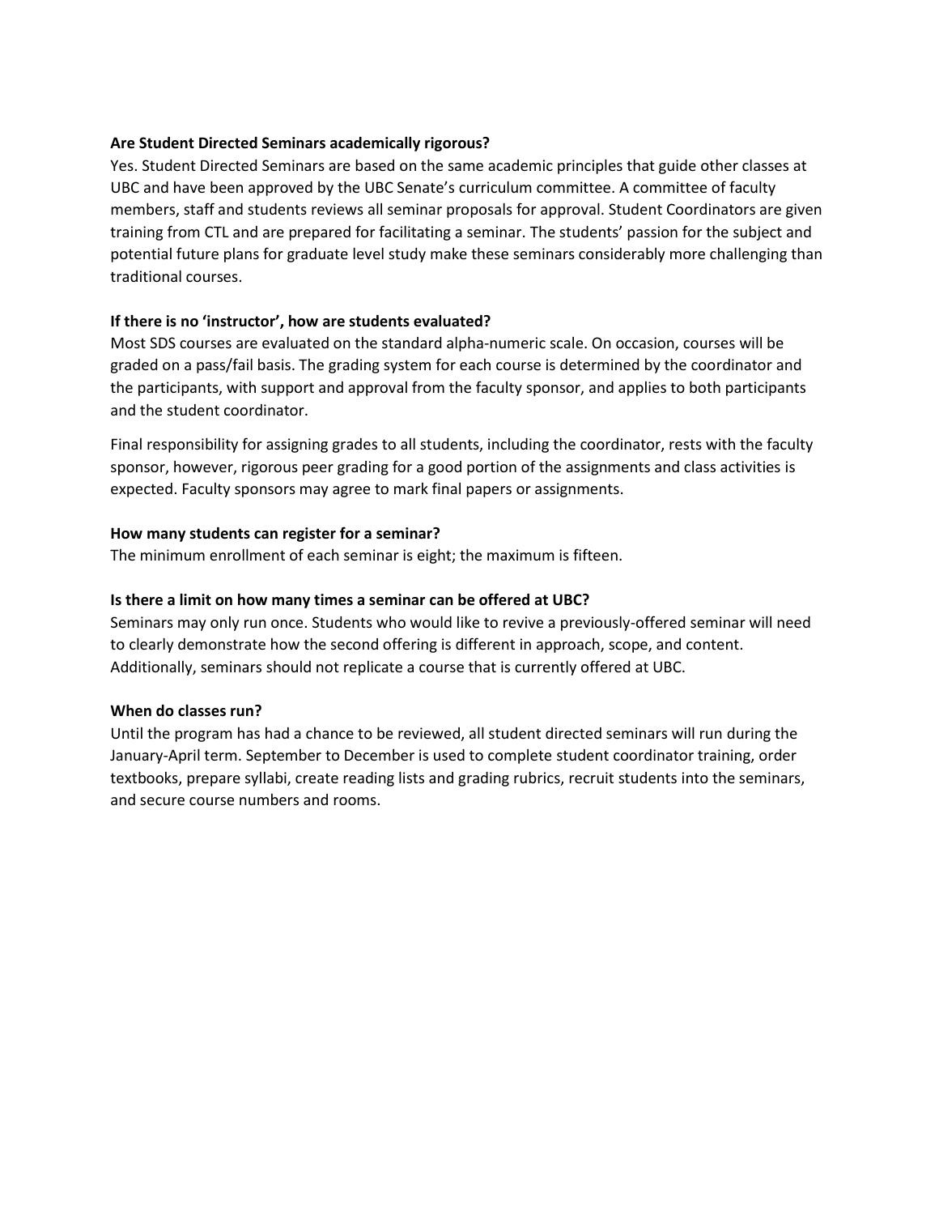**Are Student Directed Seminars academically rigorous?**

Yes. Student Directed Seminars are based on the same academic principles that guide other classes at UBC and have been approved by the UBC Senate's curriculum committee. A committee of faculty members, staff and students reviews all seminar proposals for approval. Student Coordinators are given training from CTL and are prepared for facilitating a seminar. The students' passion for the subject and potential future plans for graduate level study make these seminars considerably more challenging than traditional courses.

**If there is no 'instructor', how are students evaluated?**

Most SDS courses are evaluated on the standard alpha-numeric scale. On occasion, courses will be graded on a pass/fail basis. The grading system for each course is determined by the coordinator and the participants, with support and approval from the faculty sponsor, and applies to both participants and the student coordinator.

Final responsibility for assigning grades to all students, including the coordinator, rests with the faculty sponsor, however, rigorous peer grading for a good portion of the assignments and class activities is expected. Faculty sponsors may agree to mark final papers or assignments.

**How many students can register for a seminar?**

The minimum enrollment of each seminar is eight; the maximum is fifteen.

**Is there a limit on how many times a seminar can be offered at UBC?**

Seminars may only run once. Students who would like to revive a previously-offered seminar will need to clearly demonstrate how the second offering is different in approach, scope, and content. Additionally, seminars should not replicate a course that is currently offered at UBC.

**When do classes run?**

Until the program has had a chance to be reviewed, all student directed seminars will run during the January-April term. September to December is used to complete student coordinator training, order textbooks, prepare syllabi, create reading lists and grading rubrics, recruit students into the seminars, and secure course numbers and rooms.